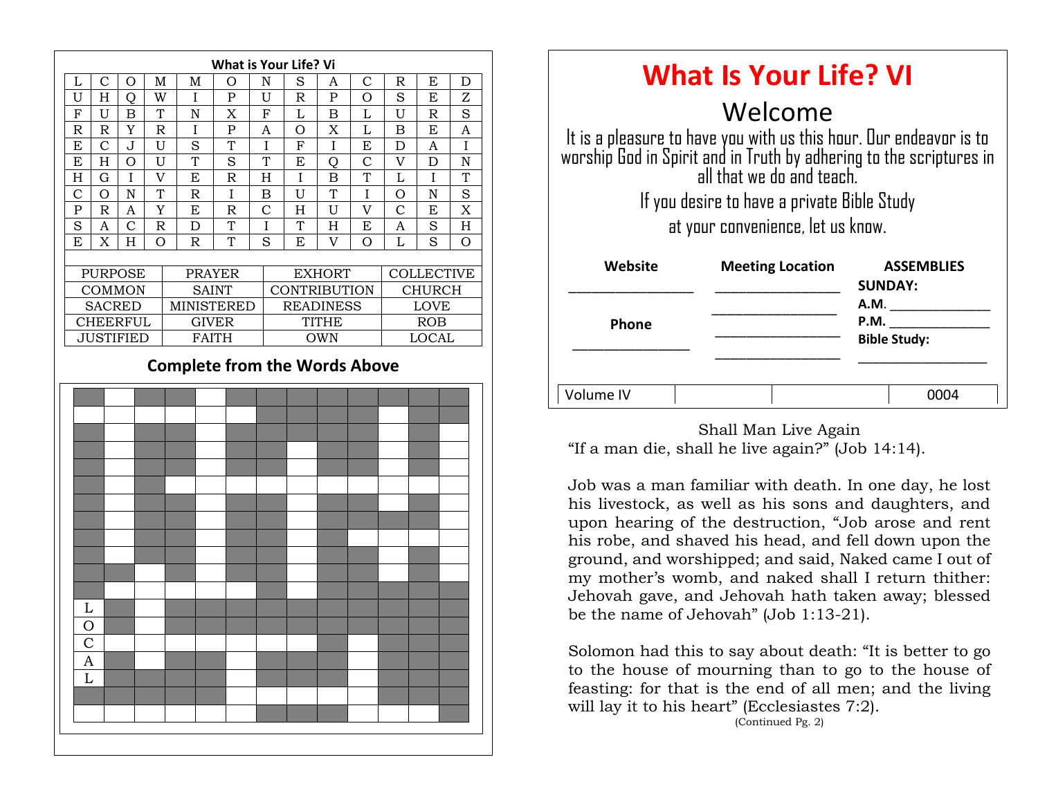## What is Your Life? Vi

| | | | | | | | | | | | | |
|---|---|---|---|---|---|---|---|---|---|---|---|---|
| L | C | O | M | M | O | N | S | A | C | R | E | D |
| U | H | Q | W | I | P | U | R | P | O | S | E | Z |
| F | U | B | T | N | X | F | L | B | L | U | R | S |
| R | R | Y | R | I | P | A | O | X | L | B | E | A |
| E | C | J | U | S | T | I | F | I | E | D | A | I |
| E | H | O | U | T | S | T | E | Q | C | V | D | N |
| H | G | I | V | E | R | H | I | B | T | L | I | T |
| C | O | N | T | R | I | B | U | T | I | O | N | S |
| P | R | A | Y | E | R | C | H | U | V | C | E | X |
| S | A | C | R | D | T | I | T | H | E | A | S | H |
| E | X | H | O | R | T | S | E | V | O | L | S | O |

| | | | |
|---|---|---|---|
| PURPOSE | PRAYER | EXHORT | COLLECTIVE |
| COMMON | SAINT | CONTRIBUTION | CHURCH |
| SACRED | MINISTERED | READINESS | LOVE |
| CHEERFUL | GIVER | TITHE | ROB |
| JUSTIFIED | FAITH | OWN | LOCAL |

### Complete from the Words Above

L
O
C
A
L

# What Is Your Life? VI

## Welcome

It is a pleasure to have you with us this hour. Our endeavor is to worship God in Spirit and in Truth by adhering to the scriptures in all that we do and teach.

If you desire to have a private Bible Study at your convenience, let us know.

| Website | Meeting Location | ASSEMBLIES |
|---|---|---|
| ________________ | ________________ | **SUNDAY:** |
| | ________________ | **A.M.** _____________ |
| **Phone** | ________________ | **P.M.** _____________ |
| ________________ | ________________ | **Bible Study:** _____________ |

| Volume IV | | | 0004 |
|---|---|---|---|

Shall Man Live Again

"If a man die, shall he live again?" (Job 14:14).

Job was a man familiar with death. In one day, he lost his livestock, as well as his sons and daughters, and upon hearing of the destruction, "Job arose and rent his robe, and shaved his head, and fell down upon the ground, and worshipped; and said, Naked came I out of my mother's womb, and naked shall I return thither: Jehovah gave, and Jehovah hath taken away; blessed be the name of Jehovah" (Job 1:13-21).

Solomon had this to say about death: "It is better to go to the house of mourning than to go to the house of feasting: for that is the end of all men; and the living will lay it to his heart" (Ecclesiastes 7:2).

(Continued Pg. 2)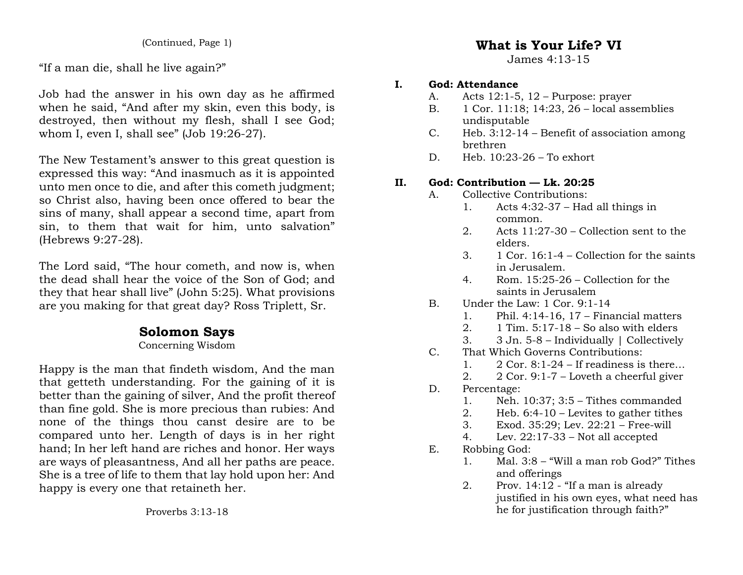(Continued, Page 1)

"If a man die, shall he live again?"

Job had the answer in his own day as he affirmed when he said, "And after my skin, even this body, is destroyed, then without my flesh, shall I see God; whom I, even I, shall see" (Job 19:26-27).

The New Testament's answer to this great question is expressed this way: "And inasmuch as it is appointed unto men once to die, and after this cometh judgment; so Christ also, having been once offered to bear the sins of many, shall appear a second time, apart from sin, to them that wait for him, unto salvation" (Hebrews 9:27-28).

The Lord said, "The hour cometh, and now is, when the dead shall hear the voice of the Son of God; and they that hear shall live" (John 5:25). What provisions are you making for that great day? Ross Triplett, Sr.

## Solomon Says

Concerning Wisdom

Happy is the man that findeth wisdom, And the man that getteth understanding. For the gaining of it is better than the gaining of silver, And the profit thereof than fine gold. She is more precious than rubies: And none of the things thou canst desire are to be compared unto her. Length of days is in her right hand; In her left hand are riches and honor. Her ways are ways of pleasantness, And all her paths are peace. She is a tree of life to them that lay hold upon her: And happy is every one that retaineth her.

Proverbs 3:13-18

## What is Your Life? VI

James 4:13-15

**I. God: Attendance**

- A. Acts 12:1-5, 12 – Purpose: prayer
- B. 1 Cor. 11:18; 14:23, 26 – local assemblies undisputable
- C. Heb. 3:12-14 – Benefit of association among brethren
- D. Heb. 10:23-26 – To exhort

**II. God: Contribution — Lk. 20:25**

- A. Collective Contributions:
  1. Acts 4:32-37 – Had all things in common.
  2. Acts 11:27-30 – Collection sent to the elders.
  3. 1 Cor. 16:1-4 – Collection for the saints in Jerusalem.
  4. Rom. 15:25-26 – Collection for the saints in Jerusalem
- B. Under the Law: 1 Cor. 9:1-14
  1. Phil. 4:14-16, 17 – Financial matters
  2. 1 Tim. 5:17-18 – So also with elders
  3. 3 Jn. 5-8 – Individually | Collectively
- C. That Which Governs Contributions:
  1. 2 Cor. 8:1-24 – If readiness is there…
  2. 2 Cor. 9:1-7 – Loveth a cheerful giver
- D. Percentage:
  1. Neh. 10:37; 3:5 – Tithes commanded
  2. Heb. 6:4-10 – Levites to gather tithes
  3. Exod. 35:29; Lev. 22:21 – Free-will
  4. Lev. 22:17-33 – Not all accepted
- E. Robbing God:
  1. Mal. 3:8 – "Will a man rob God?" Tithes and offerings
  2. Prov. 14:12 - "If a man is already justified in his own eyes, what need has he for justification through faith?"